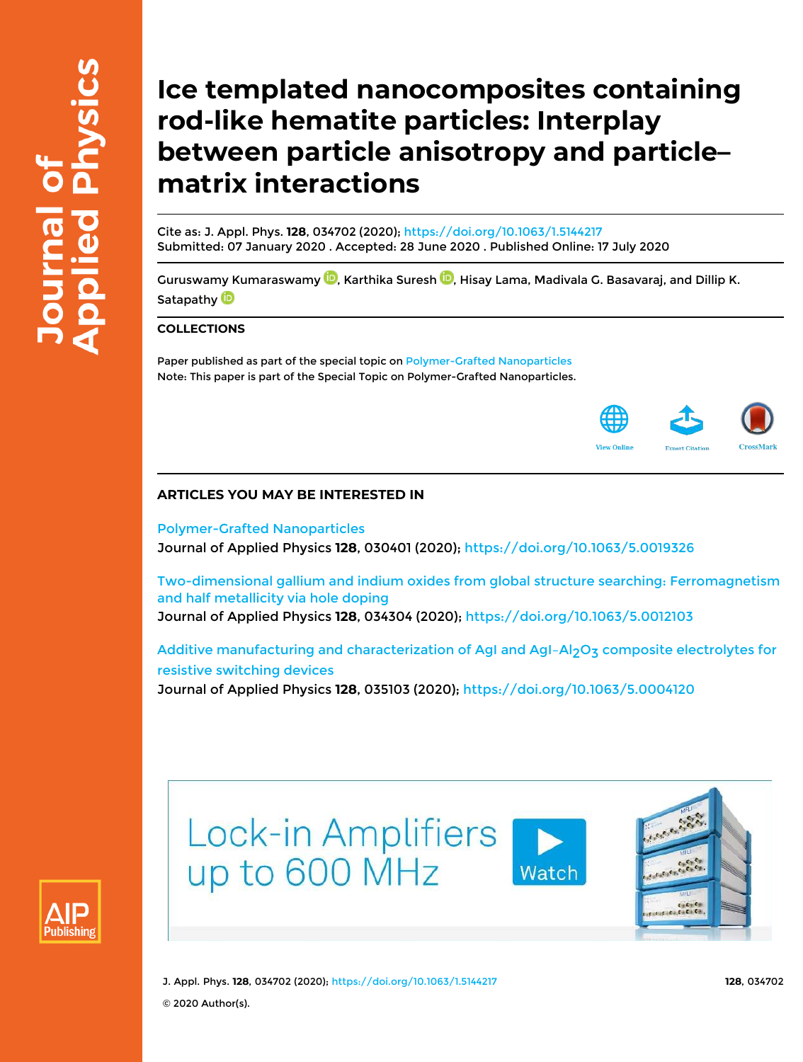# Ice templated nanocomposites containing rod-like hematite particles: Interplay between particle anisotropy and particle–matrix interactions

Cite as: J. Appl. Phys. **128**, 034702 (2020); https://doi.org/10.1063/1.5144217
Submitted: 07 January 2020 . Accepted: 28 June 2020 . Published Online: 17 July 2020

Guruswamy Kumaraswamy, Karthika Suresh, Hisay Lama, Madivala G. Basavaraj, and Dillip K. Satapathy

## COLLECTIONS

Paper published as part of the special topic on Polymer-Grafted Nanoparticles
Note: This paper is part of the Special Topic on Polymer-Grafted Nanoparticles.

## ARTICLES YOU MAY BE INTERESTED IN

Polymer-Grafted Nanoparticles
Journal of Applied Physics **128**, 030401 (2020); https://doi.org/10.1063/5.0019326

Two-dimensional gallium and indium oxides from global structure searching: Ferromagnetism and half metallicity via hole doping
Journal of Applied Physics **128**, 034304 (2020); https://doi.org/10.1063/5.0012103

Additive manufacturing and characterization of AgI and AgI–$Al_2O_3$ composite electrolytes for resistive switching devices
Journal of Applied Physics **128**, 035103 (2020); https://doi.org/10.1063/5.0004120

© 2020 Author(s).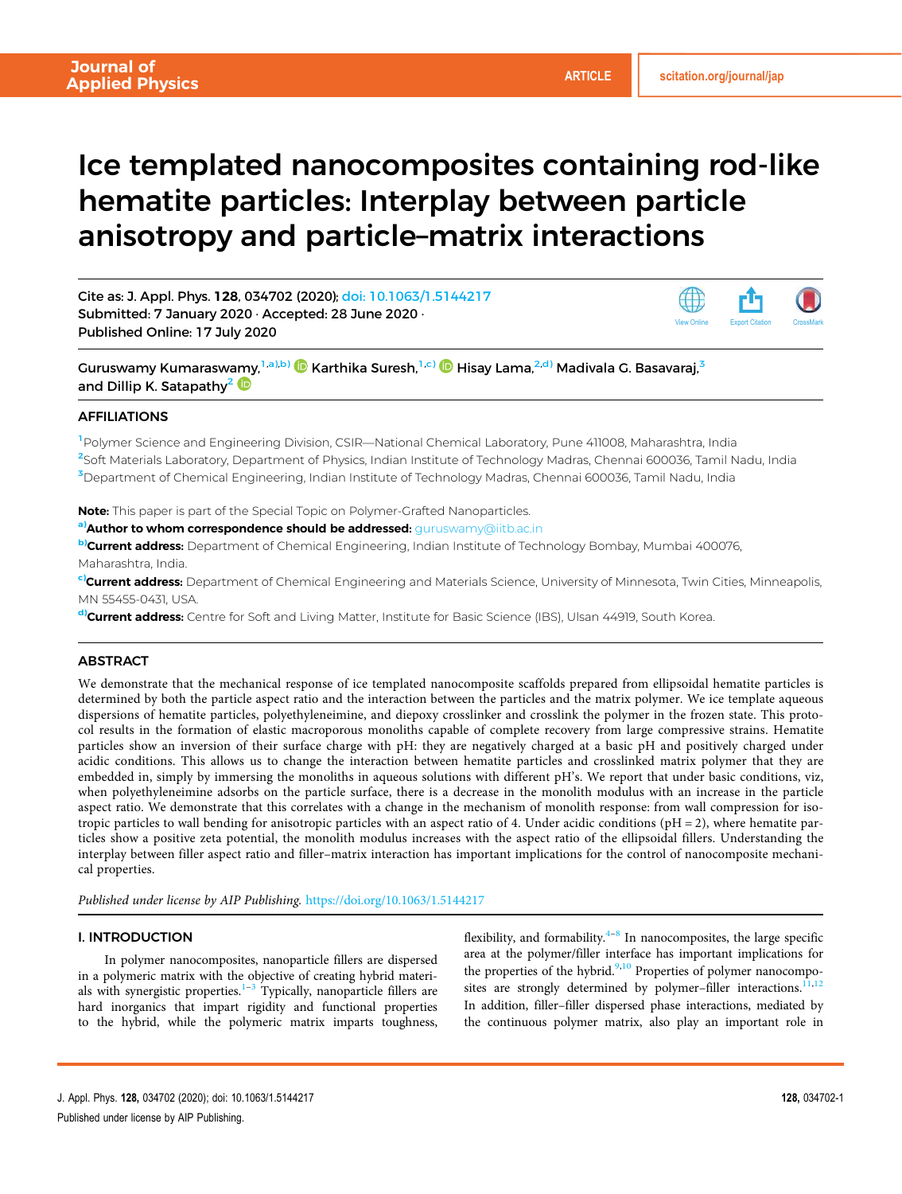# Ice templated nanocomposites containing rod-like hematite particles: Interplay between particle anisotropy and particle–matrix interactions

Cite as: J. Appl. Phys. **128**, 034702 (2020); doi: 10.1063/1.5144217
Submitted: 7 January 2020 · Accepted: 28 June 2020 ·
Published Online: 17 July 2020

Guruswamy Kumaraswamy,[1,a),b)] Karthika Suresh,[1,c)] Hisay Lama,[2,d)] Madivala G. Basavaraj,[3] and Dillip K. Satapathy[2]

## AFFILIATIONS

[1]Polymer Science and Engineering Division, CSIR—National Chemical Laboratory, Pune 411008, Maharashtra, India
[2]Soft Materials Laboratory, Department of Physics, Indian Institute of Technology Madras, Chennai 600036, Tamil Nadu, India
[3]Department of Chemical Engineering, Indian Institute of Technology Madras, Chennai 600036, Tamil Nadu, India

**Note:** This paper is part of the Special Topic on Polymer-Grafted Nanoparticles.
[a)]**Author to whom correspondence should be addressed:** guruswamy@iitb.ac.in
[b)]**Current address:** Department of Chemical Engineering, Indian Institute of Technology Bombay, Mumbai 400076, Maharashtra, India.
[c)]**Current address:** Department of Chemical Engineering and Materials Science, University of Minnesota, Twin Cities, Minneapolis, MN 55455-0431, USA.
[d)]**Current address:** Centre for Soft and Living Matter, Institute for Basic Science (IBS), Ulsan 44919, South Korea.

## ABSTRACT

We demonstrate that the mechanical response of ice templated nanocomposite scaffolds prepared from ellipsoidal hematite particles is determined by both the particle aspect ratio and the interaction between the particles and the matrix polymer. We ice template aqueous dispersions of hematite particles, polyethyleneimine, and diepoxy crosslinker and crosslink the polymer in the frozen state. This protocol results in the formation of elastic macroporous monoliths capable of complete recovery from large compressive strains. Hematite particles show an inversion of their surface charge with pH: they are negatively charged at a basic pH and positively charged under acidic conditions. This allows us to change the interaction between hematite particles and crosslinked matrix polymer that they are embedded in, simply by immersing the monoliths in aqueous solutions with different pH's. We report that under basic conditions, viz, when polyethyleneimine adsorbs on the particle surface, there is a decrease in the monolith modulus with an increase in the particle aspect ratio. We demonstrate that this correlates with a change in the mechanism of monolith response: from wall compression for isotropic particles to wall bending for anisotropic particles with an aspect ratio of 4. Under acidic conditions (pH = 2), where hematite particles show a positive zeta potential, the monolith modulus increases with the aspect ratio of the ellipsoidal fillers. Understanding the interplay between filler aspect ratio and filler–matrix interaction has important implications for the control of nanocomposite mechanical properties.

*Published under license by AIP Publishing.* https://doi.org/10.1063/1.5144217

## I. INTRODUCTION

In polymer nanocomposites, nanoparticle fillers are dispersed in a polymeric matrix with the objective of creating hybrid materials with synergistic properties.[1–3] Typically, nanoparticle fillers are hard inorganics that impart rigidity and functional properties to the hybrid, while the polymeric matrix imparts toughness, flexibility, and formability.[4–8] In nanocomposites, the large specific area at the polymer/filler interface has important implications for the properties of the hybrid.[9,10] Properties of polymer nanocomposites are strongly determined by polymer–filler interactions.[11,12] In addition, filler–filler dispersed phase interactions, mediated by the continuous polymer matrix, also play an important role in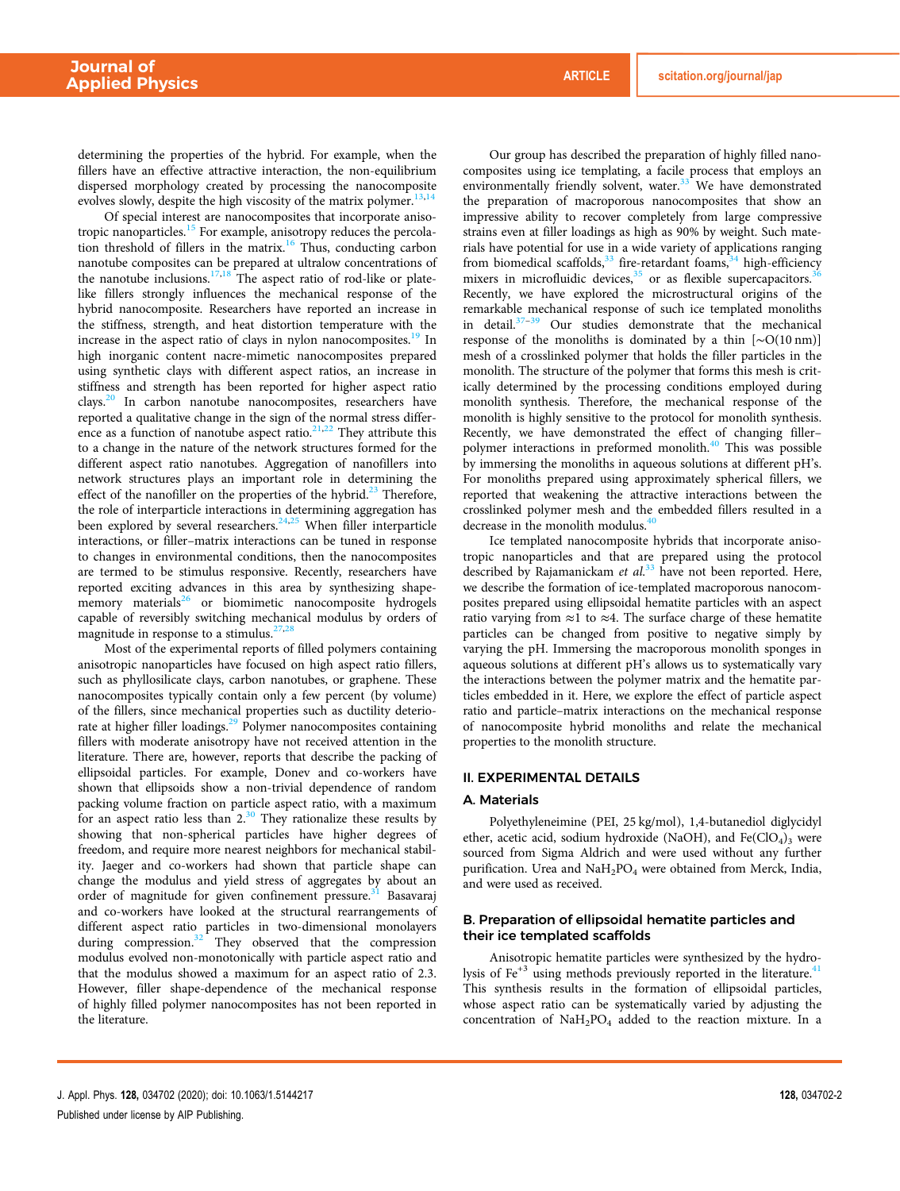determining the properties of the hybrid. For example, when the fillers have an effective attractive interaction, the non-equilibrium dispersed morphology created by processing the nanocomposite evolves slowly, despite the high viscosity of the matrix polymer.[13,14]

Of special interest are nanocomposites that incorporate anisotropic nanoparticles.[15] For example, anisotropy reduces the percolation threshold of fillers in the matrix.[16] Thus, conducting carbon nanotube composites can be prepared at ultralow concentrations of the nanotube inclusions.[17,18] The aspect ratio of rod-like or plate-like fillers strongly influences the mechanical response of the hybrid nanocomposite. Researchers have reported an increase in the stiffness, strength, and heat distortion temperature with the increase in the aspect ratio of clays in nylon nanocomposites.[19] In high inorganic content nacre-mimetic nanocomposites prepared using synthetic clays with different aspect ratios, an increase in stiffness and strength has been reported for higher aspect ratio clays.[20] In carbon nanotube nanocomposites, researchers have reported a qualitative change in the sign of the normal stress difference as a function of nanotube aspect ratio.[21,22] They attribute this to a change in the nature of the network structures formed for the different aspect ratio nanotubes. Aggregation of nanofillers into network structures plays an important role in determining the effect of the nanofiller on the properties of the hybrid.[23] Therefore, the role of interparticle interactions in determining aggregation has been explored by several researchers.[24,25] When filler interparticle interactions, or filler–matrix interactions can be tuned in response to changes in environmental conditions, then the nanocomposites are termed to be stimulus responsive. Recently, researchers have reported exciting advances in this area by synthesizing shape-memory materials[26] or biomimetic nanocomposite hydrogels capable of reversibly switching mechanical modulus by orders of magnitude in response to a stimulus.[27,28]

Most of the experimental reports of filled polymers containing anisotropic nanoparticles have focused on high aspect ratio fillers, such as phyllosilicate clays, carbon nanotubes, or graphene. These nanocomposites typically contain only a few percent (by volume) of the fillers, since mechanical properties such as ductility deteriorate at higher filler loadings.[29] Polymer nanocomposites containing fillers with moderate anisotropy have not received attention in the literature. There are, however, reports that describe the packing of ellipsoidal particles. For example, Donev and co-workers have shown that ellipsoids show a non-trivial dependence of random packing volume fraction on particle aspect ratio, with a maximum for an aspect ratio less than 2.[30] They rationalize these results by showing that non-spherical particles have higher degrees of freedom, and require more nearest neighbors for mechanical stability. Jaeger and co-workers had shown that particle shape can change the modulus and yield stress of aggregates by about an order of magnitude for given confinement pressure.[31] Basavaraj and co-workers have looked at the structural rearrangements of different aspect ratio particles in two-dimensional monolayers during compression.[32] They observed that the compression modulus evolved non-monotonically with particle aspect ratio and that the modulus showed a maximum for an aspect ratio of 2.3. However, filler shape-dependence of the mechanical response of highly filled polymer nanocomposites has not been reported in the literature.

Our group has described the preparation of highly filled nanocomposites using ice templating, a facile process that employs an environmentally friendly solvent, water.[33] We have demonstrated the preparation of macroporous nanocomposites that show an impressive ability to recover completely from large compressive strains even at filler loadings as high as 90% by weight. Such materials have potential for use in a wide variety of applications ranging from biomedical scaffolds,[33] fire-retardant foams,[34] high-efficiency mixers in microfluidic devices,[35] or as flexible supercapacitors.[36] Recently, we have explored the microstructural origins of the remarkable mechanical response of such ice templated monoliths in detail.[37–39] Our studies demonstrate that the mechanical response of the monoliths is dominated by a thin [∼O(10 nm)] mesh of a crosslinked polymer that holds the filler particles in the monolith. The structure of the polymer that forms this mesh is critically determined by the processing conditions employed during monolith synthesis. Therefore, the mechanical response of the monolith is highly sensitive to the protocol for monolith synthesis. Recently, we have demonstrated the effect of changing filler–polymer interactions in preformed monolith.[40] This was possible by immersing the monoliths in aqueous solutions at different pH's. For monoliths prepared using approximately spherical fillers, we reported that weakening the attractive interactions between the crosslinked polymer mesh and the embedded fillers resulted in a decrease in the monolith modulus.[40]

Ice templated nanocomposite hybrids that incorporate anisotropic nanoparticles and that are prepared using the protocol described by Rajamanickam *et al.*[33] have not been reported. Here, we describe the formation of ice-templated macroporous nanocomposites prepared using ellipsoidal hematite particles with an aspect ratio varying from ≈1 to ≈4. The surface charge of these hematite particles can be changed from positive to negative simply by varying the pH. Immersing the macroporous monolith sponges in aqueous solutions at different pH's allows us to systematically vary the interactions between the polymer matrix and the hematite particles embedded in it. Here, we explore the effect of particle aspect ratio and particle–matrix interactions on the mechanical response of nanocomposite hybrid monoliths and relate the mechanical properties to the monolith structure.

## II. EXPERIMENTAL DETAILS

### A. Materials

Polyethyleneimine (PEI, 25 kg/mol), 1,4-butanediol diglycidyl ether, acetic acid, sodium hydroxide (NaOH), and $Fe(ClO_4)_3$ were sourced from Sigma Aldrich and were used without any further purification. Urea and $NaH_2PO_4$ were obtained from Merck, India, and were used as received.

### B. Preparation of ellipsoidal hematite particles and their ice templated scaffolds

Anisotropic hematite particles were synthesized by the hydrolysis of $Fe^{+3}$ using methods previously reported in the literature.[41] This synthesis results in the formation of ellipsoidal particles, whose aspect ratio can be systematically varied by adjusting the concentration of $NaH_2PO_4$ added to the reaction mixture. In a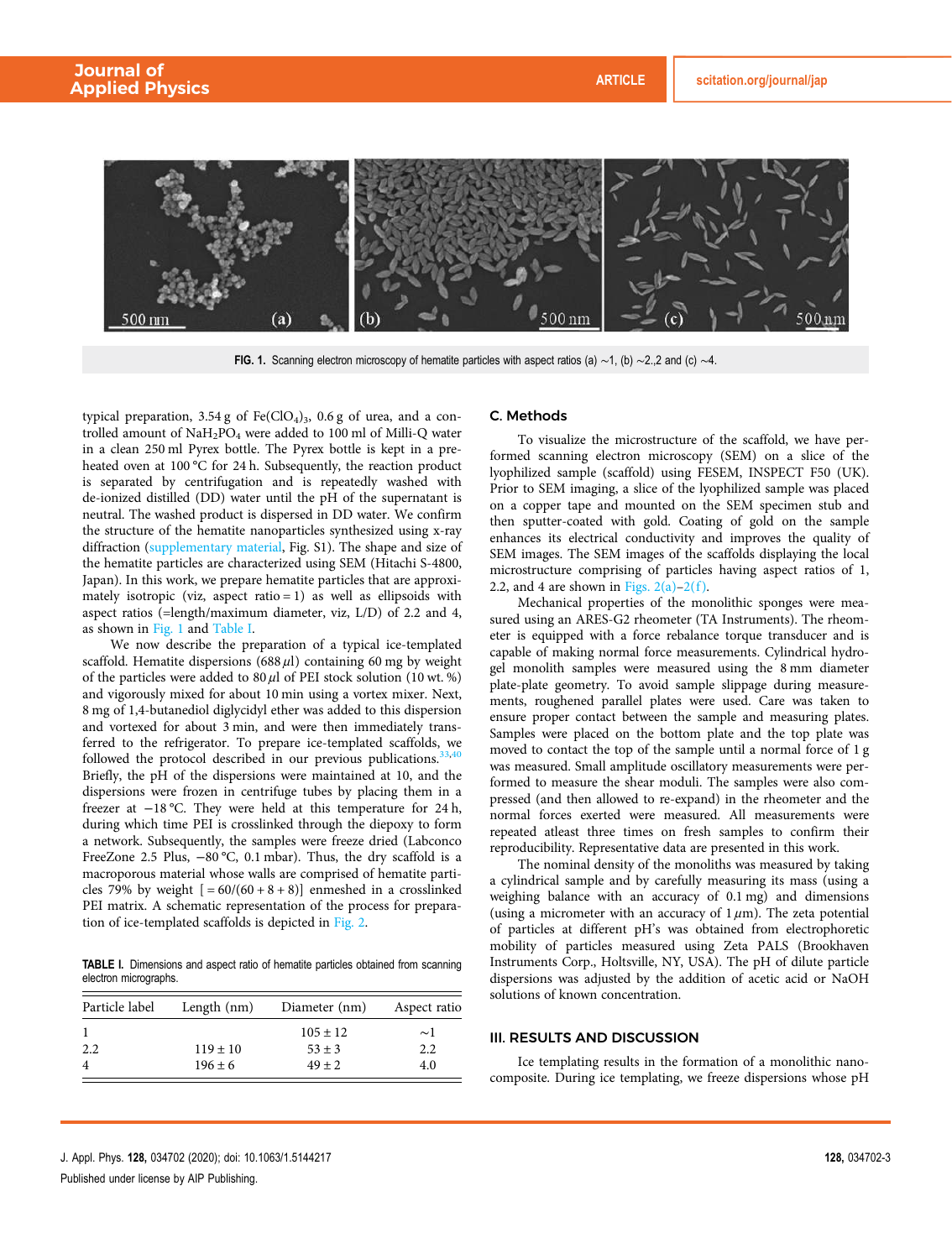FIG. 1. Scanning electron microscopy of hematite particles with aspect ratios (a) ∼1, (b) ∼2.,2 and (c) ∼4.

typical preparation, 3.54 g of $Fe(ClO_4)_3$, 0.6 g of urea, and a controlled amount of $NaH_2PO_4$ were added to 100 ml of Milli-Q water in a clean 250 ml Pyrex bottle. The Pyrex bottle is kept in a preheated oven at 100 °C for 24 h. Subsequently, the reaction product is separated by centrifugation and is repeatedly washed with de-ionized distilled (DD) water until the pH of the supernatant is neutral. The washed product is dispersed in DD water. We confirm the structure of the hematite nanoparticles synthesized using x-ray diffraction (supplementary material, Fig. S1). The shape and size of the hematite particles are characterized using SEM (Hitachi S-4800, Japan). In this work, we prepare hematite particles that are approximately isotropic (viz, aspect ratio = 1) as well as ellipsoids with aspect ratios (=length/maximum diameter, viz, L/D) of 2.2 and 4, as shown in Fig. 1 and Table I.

We now describe the preparation of a typical ice-templated scaffold. Hematite dispersions (688 $\mu$l) containing 60 mg by weight of the particles were added to 80 $\mu$l of PEI stock solution (10 wt. %) and vigorously mixed for about 10 min using a vortex mixer. Next, 8 mg of 1,4-butanediol diglycidyl ether was added to this dispersion and vortexed for about 3 min, and were then immediately transferred to the refrigerator. To prepare ice-templated scaffolds, we followed the protocol described in our previous publications.[33,40] Briefly, the pH of the dispersions were maintained at 10, and the dispersions were frozen in centrifuge tubes by placing them in a freezer at −18 °C. They were held at this temperature for 24 h, during which time PEI is crosslinked through the diepoxy to form a network. Subsequently, the samples were freeze dried (Labconco FreeZone 2.5 Plus, −80 °C, 0.1 mbar). Thus, the dry scaffold is a macroporous material whose walls are comprised of hematite particles 79% by weight [ = 60/(60 + 8 + 8)] enmeshed in a crosslinked PEI matrix. A schematic representation of the process for preparation of ice-templated scaffolds is depicted in Fig. 2.

TABLE I. Dimensions and aspect ratio of hematite particles obtained from scanning electron micrographs.

| Particle label | Length (nm) | Diameter (nm) | Aspect ratio |
|---|---|---|---|
| 1 | | 105 ± 12 | ∼1 |
| 2.2 | 119 ± 10 | 53 ± 3 | 2.2 |
| 4 | 196 ± 6 | 49 ± 2 | 4.0 |

### C. Methods

To visualize the microstructure of the scaffold, we have performed scanning electron microscopy (SEM) on a slice of the lyophilized sample (scaffold) using FESEM, INSPECT F50 (UK). Prior to SEM imaging, a slice of the lyophilized sample was placed on a copper tape and mounted on the SEM specimen stub and then sputter-coated with gold. Coating of gold on the sample enhances its electrical conductivity and improves the quality of SEM images. The SEM images of the scaffolds displaying the local microstructure comprising of particles having aspect ratios of 1, 2.2, and 4 are shown in Figs. 2(a)–2(f).

Mechanical properties of the monolithic sponges were measured using an ARES-G2 rheometer (TA Instruments). The rheometer is equipped with a force rebalance torque transducer and is capable of making normal force measurements. Cylindrical hydrogel monolith samples were measured using the 8 mm diameter plate-plate geometry. To avoid sample slippage during measurements, roughened parallel plates were used. Care was taken to ensure proper contact between the sample and measuring plates. Samples were placed on the bottom plate and the top plate was moved to contact the top of the sample until a normal force of 1 g was measured. Small amplitude oscillatory measurements were performed to measure the shear moduli. The samples were also compressed (and then allowed to re-expand) in the rheometer and the normal forces exerted were measured. All measurements were repeated atleast three times on fresh samples to confirm their reproducibility. Representative data are presented in this work.

The nominal density of the monoliths was measured by taking a cylindrical sample and by carefully measuring its mass (using a weighing balance with an accuracy of 0.1 mg) and dimensions (using a micrometer with an accuracy of 1 $\mu$m). The zeta potential of particles at different pH's was obtained from electrophoretic mobility of particles measured using Zeta PALS (Brookhaven Instruments Corp., Holtsville, NY, USA). The pH of dilute particle dispersions was adjusted by the addition of acetic acid or NaOH solutions of known concentration.

## III. RESULTS AND DISCUSSION

Ice templating results in the formation of a monolithic nanocomposite. During ice templating, we freeze dispersions whose pH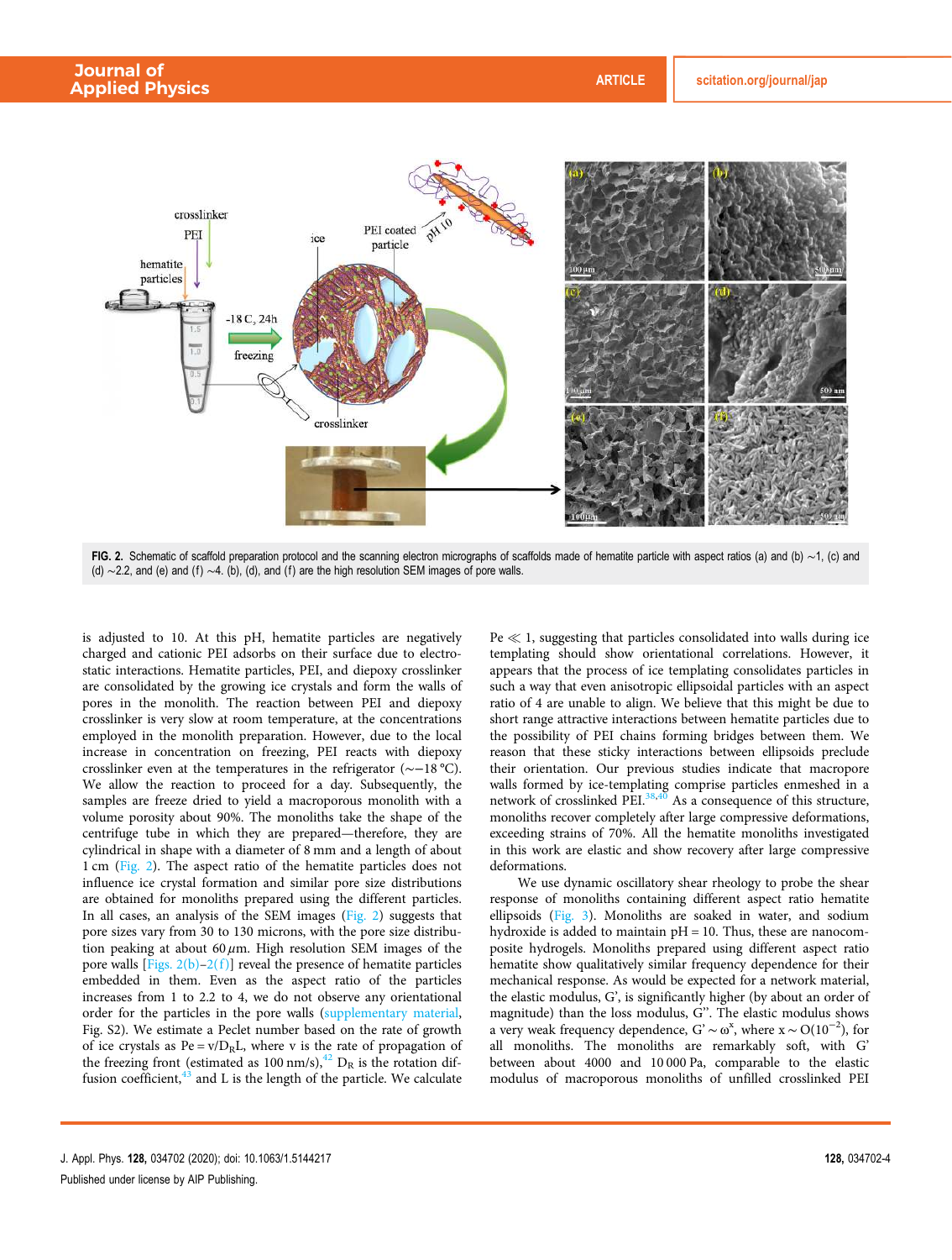FIG. 2. Schematic of scaffold preparation protocol and the scanning electron micrographs of scaffolds made of hematite particle with aspect ratios (a) and (b) ∼1, (c) and (d) ∼2.2, and (e) and (f) ∼4. (b), (d), and (f) are the high resolution SEM images of pore walls.

is adjusted to 10. At this pH, hematite particles are negatively charged and cationic PEI adsorbs on their surface due to electrostatic interactions. Hematite particles, PEI, and diepoxy crosslinker are consolidated by the growing ice crystals and form the walls of pores in the monolith. The reaction between PEI and diepoxy crosslinker is very slow at room temperature, at the concentrations employed in the monolith preparation. However, due to the local increase in concentration on freezing, PEI reacts with diepoxy crosslinker even at the temperatures in the refrigerator (∼−18 °C). We allow the reaction to proceed for a day. Subsequently, the samples are freeze dried to yield a macroporous monolith with a volume porosity about 90%. The monoliths take the shape of the centrifuge tube in which they are prepared—therefore, they are cylindrical in shape with a diameter of 8 mm and a length of about 1 cm (Fig. 2). The aspect ratio of the hematite particles does not influence ice crystal formation and similar pore size distributions are obtained for monoliths prepared using the different particles. In all cases, an analysis of the SEM images (Fig. 2) suggests that pore sizes vary from 30 to 130 microns, with the pore size distribution peaking at about 60 $\mu$m. High resolution SEM images of the pore walls [Figs. 2(b)–2(f)] reveal the presence of hematite particles embedded in them. Even as the aspect ratio of the particles increases from 1 to 2.2 to 4, we do not observe any orientational order for the particles in the pore walls (supplementary material, Fig. S2). We estimate a Peclet number based on the rate of growth of ice crystals as $Pe = v/D_R L$, where v is the rate of propagation of the freezing front (estimated as 100 nm/s),[42] $D_R$ is the rotation diffusion coefficient,[43] and L is the length of the particle. We calculate $Pe \ll 1$, suggesting that particles consolidated into walls during ice templating should show orientational correlations. However, it appears that the process of ice templating consolidates particles in such a way that even anisotropic ellipsoidal particles with an aspect ratio of 4 are unable to align. We believe that this might be due to short range attractive interactions between hematite particles due to the possibility of PEI chains forming bridges between them. We reason that these sticky interactions between ellipsoids preclude their orientation. Our previous studies indicate that macropore walls formed by ice-templating comprise particles enmeshed in a network of crosslinked PEI.[38,40] As a consequence of this structure, monoliths recover completely after large compressive deformations, exceeding strains of 70%. All the hematite monoliths investigated in this work are elastic and show recovery after large compressive deformations.

We use dynamic oscillatory shear rheology to probe the shear response of monoliths containing different aspect ratio hematite ellipsoids (Fig. 3). Monoliths are soaked in water, and sodium hydroxide is added to maintain pH = 10. Thus, these are nanocomposite hydrogels. Monoliths prepared using different aspect ratio hematite show qualitatively similar frequency dependence for their mechanical response. As would be expected for a network material, the elastic modulus, G', is significantly higher (by about an order of magnitude) than the loss modulus, G''. The elastic modulus shows a very weak frequency dependence, $G' \sim \omega^x$, where $x \sim O(10^{-2})$, for all monoliths. The monoliths are remarkably soft, with G' between about 4000 and 10 000 Pa, comparable to the elastic modulus of macroporous monoliths of unfilled crosslinked PEI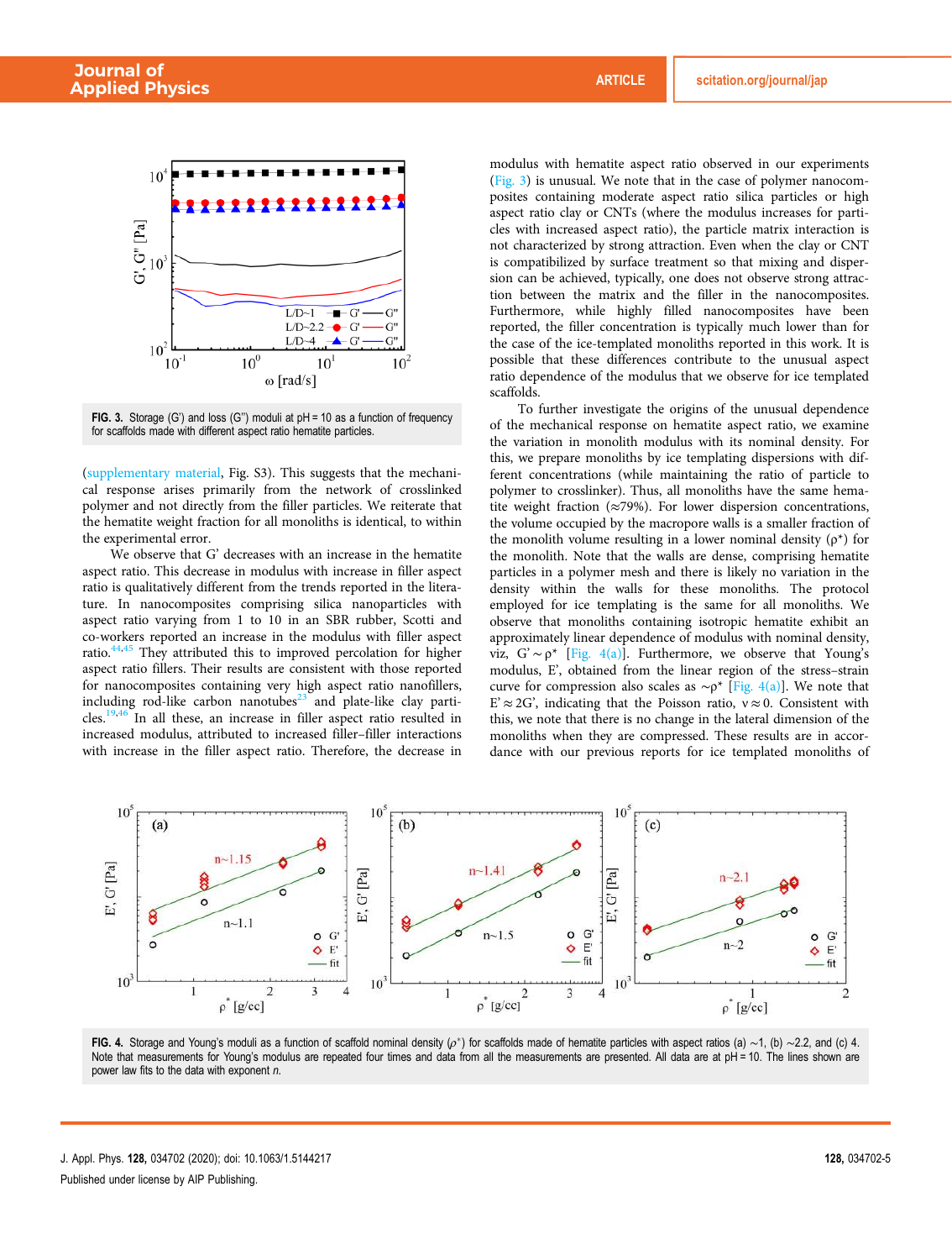FIG. 3. Storage (G') and loss (G'') moduli at pH = 10 as a function of frequency for scaffolds made with different aspect ratio hematite particles.

(supplementary material, Fig. S3). This suggests that the mechanical response arises primarily from the network of crosslinked polymer and not directly from the filler particles. We reiterate that the hematite weight fraction for all monoliths is identical, to within the experimental error.

We observe that G' decreases with an increase in the hematite aspect ratio. This decrease in modulus with increase in filler aspect ratio is qualitatively different from the trends reported in the literature. In nanocomposites comprising silica nanoparticles with aspect ratio varying from 1 to 10 in an SBR rubber, Scotti and co-workers reported an increase in the modulus with filler aspect ratio.[44,45] They attributed this to improved percolation for higher aspect ratio fillers. Their results are consistent with those reported for nanocomposites containing very high aspect ratio nanofillers, including rod-like carbon nanotubes[23] and plate-like clay particles.[19,46] In all these, an increase in filler aspect ratio resulted in increased modulus, attributed to increased filler–filler interactions with increase in the filler aspect ratio. Therefore, the decrease in modulus with hematite aspect ratio observed in our experiments (Fig. 3) is unusual. We note that in the case of polymer nanocomposites containing moderate aspect ratio silica particles or high aspect ratio clay or CNTs (where the modulus increases for particles with increased aspect ratio), the particle matrix interaction is not characterized by strong attraction. Even when the clay or CNT is compatibilized by surface treatment so that mixing and dispersion can be achieved, typically, one does not observe strong attraction between the matrix and the filler in the nanocomposites. Furthermore, while highly filled nanocomposites have been reported, the filler concentration is typically much lower than for the case of the ice-templated monoliths reported in this work. It is possible that these differences contribute to the unusual aspect ratio dependence of the modulus that we observe for ice templated scaffolds.

To further investigate the origins of the unusual dependence of the mechanical response on hematite aspect ratio, we examine the variation in monolith modulus with its nominal density. For this, we prepare monoliths by ice templating dispersions with different concentrations (while maintaining the ratio of particle to polymer to crosslinker). Thus, all monoliths have the same hematite weight fraction (≈79%). For lower dispersion concentrations, the volume occupied by the macropore walls is a smaller fraction of the monolith volume resulting in a lower nominal density ($\rho^*$) for the monolith. Note that the walls are dense, comprising hematite particles in a polymer mesh and there is likely no variation in the density within the walls for these monoliths. The protocol employed for ice templating is the same for all monoliths. We observe that monoliths containing isotropic hematite exhibit an approximately linear dependence of modulus with nominal density, viz, $G' \sim \rho^*$ [Fig. 4(a)]. Furthermore, we observe that Young's modulus, E', obtained from the linear region of the stress–strain curve for compression also scales as $\sim\rho^*$ [Fig. 4(a)]. We note that $E' \approx 2G'$, indicating that the Poisson ratio, $\nu \approx 0$. Consistent with this, we note that there is no change in the lateral dimension of the monoliths when they are compressed. These results are in accordance with our previous reports for ice templated monoliths of

FIG. 4. Storage and Young's moduli as a function of scaffold nominal density ($\rho^*$) for scaffolds made of hematite particles with aspect ratios (a) ∼1, (b) ∼2.2, and (c) 4. Note that measurements for Young's modulus are repeated four times and data from all the measurements are presented. All data are at pH = 10. The lines shown are power law fits to the data with exponent $n$.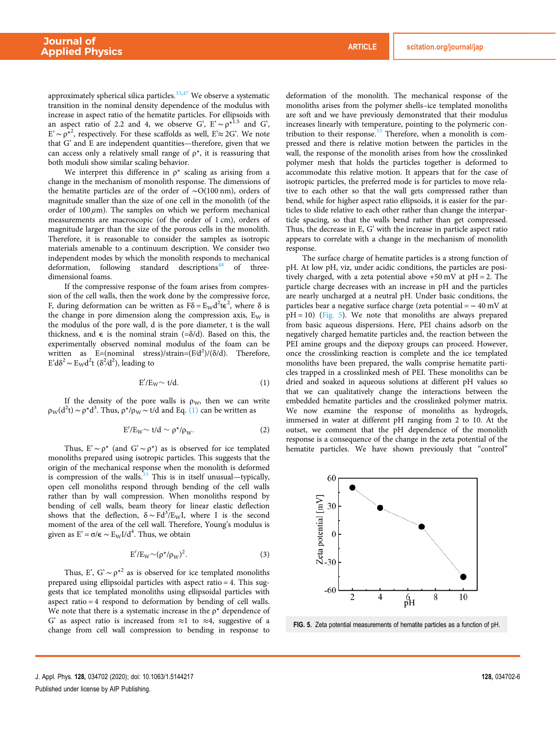approximately spherical silica particles.[33,47] We observe a systematic transition in the nominal density dependence of the modulus with increase in aspect ratio of the hematite particles. For ellipsoids with an aspect ratio of 2.2 and 4, we observe G', $E' \sim \rho^{*1.5}$ and G', $E' \sim \rho^{*2}$, respectively. For these scaffolds as well, $E' \approx 2G'$. We note that G' and E are independent quantities—therefore, given that we can access only a relatively small range of $\rho^*$, it is reassuring that both moduli show similar scaling behavior.

We interpret this difference in $\rho^*$ scaling as arising from a change in the mechanism of monolith response. The dimensions of the hematite particles are of the order of ∼O(100 nm), orders of magnitude smaller than the size of one cell in the monolith (of the order of 100 $\mu$m). The samples on which we perform mechanical measurements are macroscopic (of the order of 1 cm), orders of magnitude larger than the size of the porous cells in the monolith. Therefore, it is reasonable to consider the samples as isotropic materials amenable to a continuum description. We consider two independent modes by which the monolith responds to mechanical deformation, following standard descriptions[48] of three-dimensional foams.

If the compressive response of the foam arises from compression of the cell walls, then the work done by the compressive force, F, during deformation can be written as $F\delta = E_W d^2 t \epsilon^2$, where $\delta$ is the change in pore dimension along the compression axis, $E_W$ is the modulus of the pore wall, d is the pore diameter, t is the wall thickness, and $\epsilon$ is the nominal strain ($=\delta/d$). Based on this, the experimentally observed nominal modulus of the foam can be written as E=(nominal stress)/strain=$(F/d^2)/(\delta/d)$. Therefore, $E' d\delta^2 \sim E_W d^2 t\ (\delta^2/d^2)$, leading to

$$E'/E_W \sim t/d. \quad (1)$$

If the density of the pore walls is $\rho_W$, then we can write $\rho_W(d^2 t) \sim \rho^* d^3$. Thus, $\rho^*/\rho_W \sim t/d$ and Eq. (1) can be written as

$$E'/E_W \sim t/d \sim \rho^*/\rho_W. \quad (2)$$

Thus, $E' \sim \rho^*$ (and $G' \sim \rho^*$) as is observed for ice templated monoliths prepared using isotropic particles. This suggests that the origin of the mechanical response when the monolith is deformed is compression of the walls.[33] This is in itself unusual—typically, open cell monoliths respond through bending of the cell walls rather than by wall compression. When monoliths respond by bending of cell walls, beam theory for linear elastic deflection shows that the deflection, $\delta \sim Fd^3/E_W I$, where I is the second moment of the area of the cell wall. Therefore, Young's modulus is given as $E' = \sigma/\epsilon \sim E_W I/d^4$. Thus, we obtain

$$E'/E_W \sim (\rho^*/\rho_W)^2. \quad (3)$$

Thus, E', $G' \sim \rho^{*2}$ as is observed for ice templated monoliths prepared using ellipsoidal particles with aspect ratio = 4. This suggests that ice templated monoliths using ellipsoidal particles with aspect ratio = 4 respond to deformation by bending of cell walls. We note that there is a systematic increase in the $\rho^*$ dependence of G' as aspect ratio is increased from ≈1 to ≈4, suggestive of a change from cell wall compression to bending in response to deformation of the monolith. The mechanical response of the monoliths arises from the polymer shells–ice templated monoliths are soft and we have previously demonstrated that their modulus increases linearly with temperature, pointing to the polymeric contribution to their response.[33] Therefore, when a monolith is compressed and there is relative motion between the particles in the wall, the response of the monolith arises from how the crosslinked polymer mesh that holds the particles together is deformed to accommodate this relative motion. It appears that for the case of isotropic particles, the preferred mode is for particles to move relative to each other so that the wall gets compressed rather than bend, while for higher aspect ratio ellipsoids, it is easier for the particles to slide relative to each other rather than change the interparticle spacing, so that the walls bend rather than get compressed. Thus, the decrease in E, G' with the increase in particle aspect ratio appears to correlate with a change in the mechanism of monolith response.

The surface charge of hematite particles is a strong function of pH. At low pH, viz, under acidic conditions, the particles are positively charged, with a zeta potential above +50 mV at pH = 2. The particle charge decreases with an increase in pH and the particles are nearly uncharged at a neutral pH. Under basic conditions, the particles bear a negative surface charge (zeta potential = − 40 mV at pH = 10) (Fig. 5). We note that monoliths are always prepared from basic aqueous dispersions. Here, PEI chains adsorb on the negatively charged hematite particles and, the reaction between the PEI amine groups and the diepoxy groups can proceed. However, once the crosslinking reaction is complete and the ice templated monoliths have been prepared, the walls comprise hematite particles trapped in a crosslinked mesh of PEI. These monoliths can be dried and soaked in aqueous solutions at different pH values so that we can qualitatively change the interactions between the embedded hematite particles and the crosslinked polymer matrix. We now examine the response of monoliths as hydrogels, immersed in water at different pH ranging from 2 to 10. At the outset, we comment that the pH dependence of the monolith response is a consequence of the change in the zeta potential of the hematite particles. We have shown previously that "control"

**FIG. 5.** Zeta potential measurements of hematite particles as a function of pH.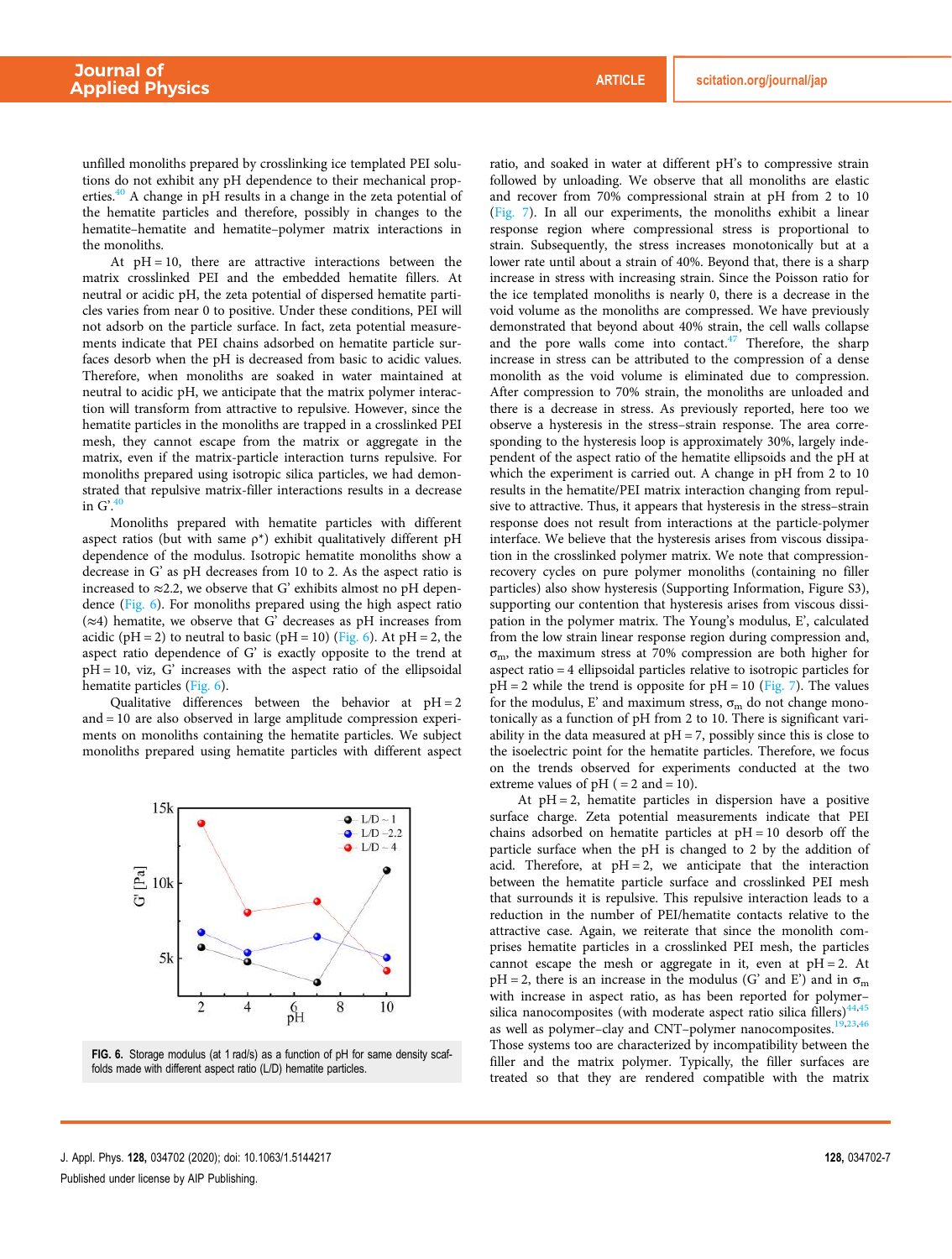unfilled monoliths prepared by crosslinking ice templated PEI solutions do not exhibit any pH dependence to their mechanical properties.[40] A change in pH results in a change in the zeta potential of the hematite particles and therefore, possibly in changes to the hematite–hematite and hematite–polymer matrix interactions in the monoliths.

At pH = 10, there are attractive interactions between the matrix crosslinked PEI and the embedded hematite fillers. At neutral or acidic pH, the zeta potential of dispersed hematite particles varies from near 0 to positive. Under these conditions, PEI will not adsorb on the particle surface. In fact, zeta potential measurements indicate that PEI chains adsorbed on hematite particle surfaces desorb when the pH is decreased from basic to acidic values. Therefore, when monoliths are soaked in water maintained at neutral to acidic pH, we anticipate that the matrix polymer interaction will transform from attractive to repulsive. However, since the hematite particles in the monoliths are trapped in a crosslinked PEI mesh, they cannot escape from the matrix or aggregate in the matrix, even if the matrix-particle interaction turns repulsive. For monoliths prepared using isotropic silica particles, we had demonstrated that repulsive matrix-filler interactions results in a decrease in G'.[40]

Monoliths prepared with hematite particles with different aspect ratios (but with same ρ*) exhibit qualitatively different pH dependence of the modulus. Isotropic hematite monoliths show a decrease in G' as pH decreases from 10 to 2. As the aspect ratio is increased to ≈2.2, we observe that G' exhibits almost no pH dependence (Fig. 6). For monoliths prepared using the high aspect ratio (≈4) hematite, we observe that G' decreases as pH increases from acidic (pH = 2) to neutral to basic (pH = 10) (Fig. 6). At pH = 2, the aspect ratio dependence of G' is exactly opposite to the trend at pH = 10, viz, G' increases with the aspect ratio of the ellipsoidal hematite particles (Fig. 6).

Qualitative differences between the behavior at pH = 2 and = 10 are also observed in large amplitude compression experiments on monoliths containing the hematite particles. We subject monoliths prepared using hematite particles with different aspect ratio, and soaked in water at different pH's to compressive strain followed by unloading. We observe that all monoliths are elastic and recover from 70% compressional strain at pH from 2 to 10 (Fig. 7). In all our experiments, the monoliths exhibit a linear response region where compressional stress is proportional to strain. Subsequently, the stress increases monotonically but at a lower rate until about a strain of 40%. Beyond that, there is a sharp increase in stress with increasing strain. Since the Poisson ratio for the ice templated monoliths is nearly 0, there is a decrease in the void volume as the monoliths are compressed. We have previously demonstrated that beyond about 40% strain, the cell walls collapse and the pore walls come into contact.[47] Therefore, the sharp increase in stress can be attributed to the compression of a dense monolith as the void volume is eliminated due to compression. After compression to 70% strain, the monoliths are unloaded and there is a decrease in stress. As previously reported, here too we observe a hysteresis in the stress–strain response. The area corresponding to the hysteresis loop is approximately 30%, largely independent of the aspect ratio of the hematite ellipsoids and the pH at which the experiment is carried out. A change in pH from 2 to 10 results in the hematite/PEI matrix interaction changing from repulsive to attractive. Thus, it appears that hysteresis in the stress–strain response does not result from interactions at the particle-polymer interface. We believe that the hysteresis arises from viscous dissipation in the crosslinked polymer matrix. We note that compression-recovery cycles on pure polymer monoliths (containing no filler particles) also show hysteresis (Supporting Information, Figure S3), supporting our contention that hysteresis arises from viscous dissipation in the polymer matrix. The Young's modulus, E', calculated from the low strain linear response region during compression and, $\sigma_m$, the maximum stress at 70% compression are both higher for aspect ratio = 4 ellipsoidal particles relative to isotropic particles for pH = 2 while the trend is opposite for pH = 10 (Fig. 7). The values for the modulus, E' and maximum stress, $\sigma_m$ do not change monotonically as a function of pH from 2 to 10. There is significant variability in the data measured at pH = 7, possibly since this is close to the isoelectric point for the hematite particles. Therefore, we focus on the trends observed for experiments conducted at the two extreme values of pH ( = 2 and = 10).

At pH = 2, hematite particles in dispersion have a positive surface charge. Zeta potential measurements indicate that PEI chains adsorbed on hematite particles at pH = 10 desorb off the particle surface when the pH is changed to 2 by the addition of acid. Therefore, at pH = 2, we anticipate that the interaction between the hematite particle surface and crosslinked PEI mesh that surrounds it is repulsive. This repulsive interaction leads to a reduction in the number of PEI/hematite contacts relative to the attractive case. Again, we reiterate that since the monolith comprises hematite particles in a crosslinked PEI mesh, the particles cannot escape the mesh or aggregate in it, even at pH = 2. At pH = 2, there is an increase in the modulus (G' and E') and in $\sigma_m$ with increase in aspect ratio, as has been reported for polymer–silica nanocomposites (with moderate aspect ratio silica fillers)[44,45] as well as polymer–clay and CNT–polymer nanocomposites.[19,23,46] Those systems too are characterized by incompatibility between the filler and the matrix polymer. Typically, the filler surfaces are treated so that they are rendered compatible with the matrix

FIG. 6. Storage modulus (at 1 rad/s) as a function of pH for same density scaffolds made with different aspect ratio (L/D) hematite particles.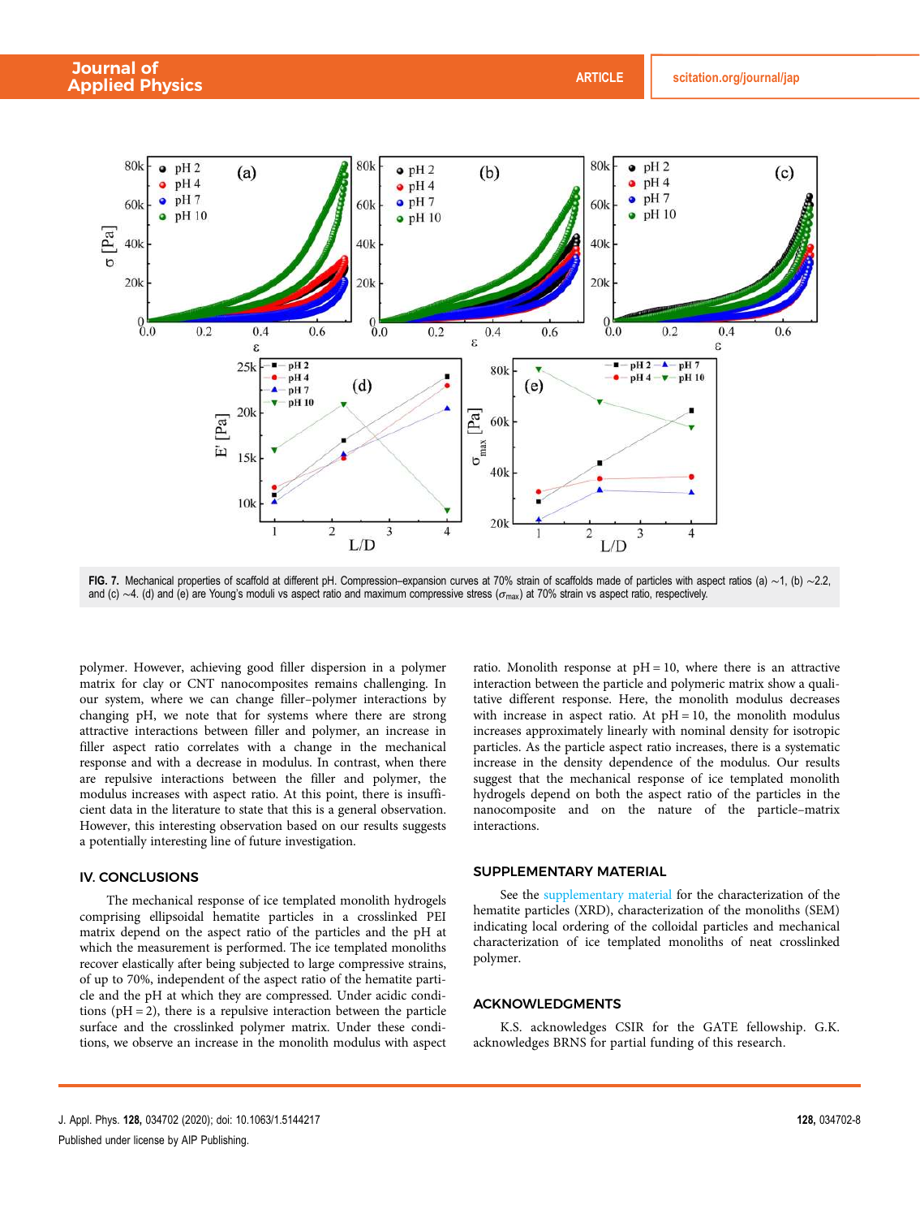FIG. 7. Mechanical properties of scaffold at different pH. Compression–expansion curves at 70% strain of scaffolds made of particles with aspect ratios (a) ∼1, (b) ∼2.2, and (c) ∼4. (d) and (e) are Young's moduli vs aspect ratio and maximum compressive stress ($\sigma_{max}$) at 70% strain vs aspect ratio, respectively.

polymer. However, achieving good filler dispersion in a polymer matrix for clay or CNT nanocomposites remains challenging. In our system, where we can change filler–polymer interactions by changing pH, we note that for systems where there are strong attractive interactions between filler and polymer, an increase in filler aspect ratio correlates with a change in the mechanical response and with a decrease in modulus. In contrast, when there are repulsive interactions between the filler and polymer, the modulus increases with aspect ratio. At this point, there is insufficient data in the literature to state that this is a general observation. However, this interesting observation based on our results suggests a potentially interesting line of future investigation.

## IV. CONCLUSIONS

The mechanical response of ice templated monolith hydrogels comprising ellipsoidal hematite particles in a crosslinked PEI matrix depend on the aspect ratio of the particles and the pH at which the measurement is performed. The ice templated monoliths recover elastically after being subjected to large compressive strains, of up to 70%, independent of the aspect ratio of the hematite particle and the pH at which they are compressed. Under acidic conditions (pH = 2), there is a repulsive interaction between the particle surface and the crosslinked polymer matrix. Under these conditions, we observe an increase in the monolith modulus with aspect ratio. Monolith response at pH = 10, where there is an attractive interaction between the particle and polymeric matrix show a qualitative different response. Here, the monolith modulus decreases with increase in aspect ratio. At pH = 10, the monolith modulus increases approximately linearly with nominal density for isotropic particles. As the particle aspect ratio increases, there is a systematic increase in the density dependence of the modulus. Our results suggest that the mechanical response of ice templated monolith hydrogels depend on both the aspect ratio of the particles in the nanocomposite and on the nature of the particle–matrix interactions.

## SUPPLEMENTARY MATERIAL

See the supplementary material for the characterization of the hematite particles (XRD), characterization of the monoliths (SEM) indicating local ordering of the colloidal particles and mechanical characterization of ice templated monoliths of neat crosslinked polymer.

## ACKNOWLEDGMENTS

K.S. acknowledges CSIR for the GATE fellowship. G.K. acknowledges BRNS for partial funding of this research.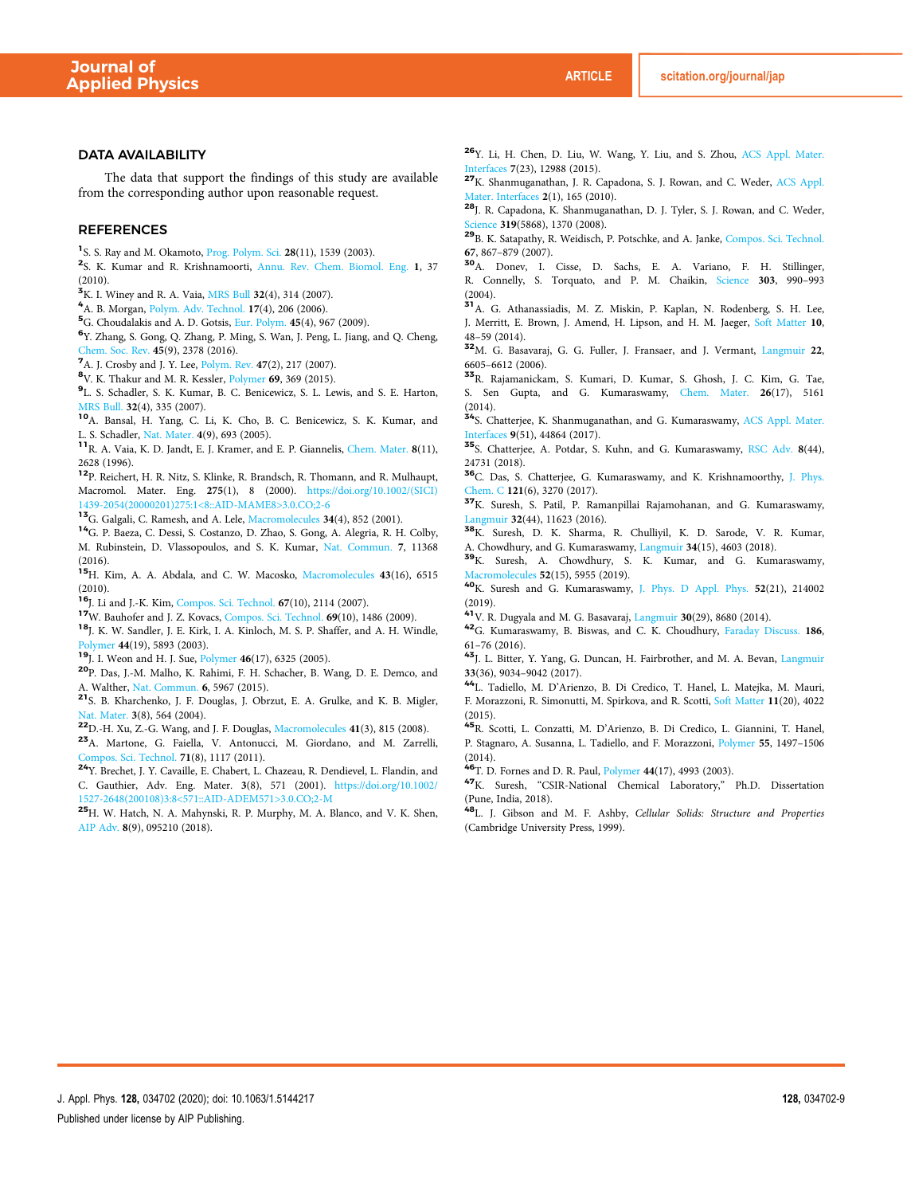## DATA AVAILABILITY

The data that support the findings of this study are available from the corresponding author upon reasonable request.

## REFERENCES

[1] S. S. Ray and M. Okamoto, Prog. Polym. Sci. **28**(11), 1539 (2003).

[2] S. K. Kumar and R. Krishnamoorti, Annu. Rev. Chem. Biomol. Eng. **1**, 37 (2010).

[3] K. I. Winey and R. A. Vaia, MRS Bull **32**(4), 314 (2007).

[4] A. B. Morgan, Polym. Adv. Technol. **17**(4), 206 (2006).

[5] G. Choudalakis and A. D. Gotsis, Eur. Polym. **45**(4), 967 (2009).

[6] Y. Zhang, S. Gong, Q. Zhang, P. Ming, S. Wan, J. Peng, L. Jiang, and Q. Cheng, Chem. Soc. Rev. **45**(9), 2378 (2016).

[7] A. J. Crosby and J. Y. Lee, Polym. Rev. **47**(2), 217 (2007).

[8] V. K. Thakur and M. R. Kessler, Polymer **69**, 369 (2015).

[9] L. S. Schadler, S. K. Kumar, B. C. Benicewicz, S. L. Lewis, and S. E. Harton, MRS Bull. **32**(4), 335 (2007).

[10] A. Bansal, H. Yang, C. Li, K. Cho, B. C. Benicewicz, S. K. Kumar, and L. S. Schadler, Nat. Mater. **4**(9), 693 (2005).

[11] R. A. Vaia, K. D. Jandt, E. J. Kramer, and E. P. Giannelis, Chem. Mater. **8**(11), 2628 (1996).

[12] P. Reichert, H. R. Nitz, S. Klinke, R. Brandsch, R. Thomann, and R. Mulhaupt, Macromol. Mater. Eng. **275**(1), 8 (2000). https://doi.org/10.1002/(SICI)1439-2054(20000201)275:1<8::AID-MAME8>3.0.CO;2-6

[13] G. Galgali, C. Ramesh, and A. Lele, Macromolecules **34**(4), 852 (2001).

[14] G. P. Baeza, C. Dessi, S. Costanzo, D. Zhao, S. Gong, A. Alegria, R. H. Colby, M. Rubinstein, D. Vlassopoulos, and S. K. Kumar, Nat. Commun. **7**, 11368 (2016).

[15] H. Kim, A. A. Abdala, and C. W. Macosko, Macromolecules **43**(16), 6515 (2010).

[16] J. Li and J.-K. Kim, Compos. Sci. Technol. **67**(10), 2114 (2007).

[17] W. Bauhofer and J. Z. Kovacs, Compos. Sci. Technol. **69**(10), 1486 (2009).

[18] J. K. W. Sandler, J. E. Kirk, I. A. Kinloch, M. S. P. Shaffer, and A. H. Windle, Polymer **44**(19), 5893 (2003).

[19] J. I. Weon and H. J. Sue, Polymer **46**(17), 6325 (2005).

[20] P. Das, J.-M. Malho, K. Rahimi, F. H. Schacher, B. Wang, D. E. Demco, and A. Walther, Nat. Commun. **6**, 5967 (2015).

[21] S. B. Kharchenko, J. F. Douglas, J. Obrzut, E. A. Grulke, and K. B. Migler, Nat. Mater. **3**(8), 564 (2004).

[22] D.-H. Xu, Z.-G. Wang, and J. F. Douglas, Macromolecules **41**(3), 815 (2008).

[23] A. Martone, G. Faiella, V. Antonucci, M. Giordano, and M. Zarrelli, Compos. Sci. Technol. **71**(8), 1117 (2011).

[24] Y. Brechet, J. Y. Cavaille, E. Chabert, L. Chazeau, R. Dendievel, L. Flandin, and C. Gauthier, Adv. Eng. Mater. **3**(8), 571 (2001). https://doi.org/10.1002/1527-2648(200108)3:8<571::AID-ADEM571>3.0.CO;2-M

[25] H. W. Hatch, N. A. Mahynski, R. P. Murphy, M. A. Blanco, and V. K. Shen, AIP Adv. **8**(9), 095210 (2018).

[26] Y. Li, H. Chen, D. Liu, W. Wang, Y. Liu, and S. Zhou, ACS Appl. Mater. Interfaces **7**(23), 12988 (2015).

[27] K. Shanmuganathan, J. R. Capadona, S. J. Rowan, and C. Weder, ACS Appl. Mater. Interfaces **2**(1), 165 (2010).

[28] J. R. Capadona, K. Shanmuganathan, D. J. Tyler, S. J. Rowan, and C. Weder, Science **319**(5868), 1370 (2008).

[29] B. K. Satapathy, R. Weidisch, P. Potschke, and A. Janke, Compos. Sci. Technol. **67**, 867–879 (2007).

[30] A. Donev, I. Cisse, D. Sachs, E. A. Variano, F. H. Stillinger, R. Connelly, S. Torquato, and P. M. Chaikin, Science **303**, 990–993 (2004).

[31] A. G. Athanassiadis, M. Z. Miskin, P. Kaplan, N. Rodenberg, S. H. Lee, J. Merritt, E. Brown, J. Amend, H. Lipson, and H. M. Jaeger, Soft Matter **10**, 48–59 (2014).

[32] M. G. Basavaraj, G. G. Fuller, J. Fransaer, and J. Vermant, Langmuir **22**, 6605–6612 (2006).

[33] R. Rajamanickam, S. Kumari, D. Kumar, S. Ghosh, J. C. Kim, G. Tae, S. Sen Gupta, and G. Kumaraswamy, Chem. Mater. **26**(17), 5161 (2014).

[34] S. Chatterjee, K. Shanmuganathan, and G. Kumaraswamy, ACS Appl. Mater. Interfaces **9**(51), 44864 (2017).

[35] S. Chatterjee, A. Potdar, S. Kuhn, and G. Kumaraswamy, RSC Adv. **8**(44), 24731 (2018).

[36] C. Das, S. Chatterjee, G. Kumaraswamy, and K. Krishnamoorthy, J. Phys. Chem. C **121**(6), 3270 (2017).

[37] K. Suresh, S. Patil, P. Ramanpillai Rajamohanan, and G. Kumaraswamy, Langmuir **32**(44), 11623 (2016).

[38] K. Suresh, D. K. Sharma, R. Chulliyil, K. D. Sarode, V. R. Kumar, A. Chowdhury, and G. Kumaraswamy, Langmuir **34**(15), 4603 (2018).

[39] K. Suresh, A. Chowdhury, S. K. Kumar, and G. Kumaraswamy, Macromolecules **52**(15), 5955 (2019).

[40] K. Suresh and G. Kumaraswamy, J. Phys. D Appl. Phys. **52**(21), 214002 (2019).

[41] V. R. Dugyala and M. G. Basavaraj, Langmuir **30**(29), 8680 (2014).

[42] G. Kumaraswamy, B. Biswas, and C. K. Choudhury, Faraday Discuss. **186**, 61–76 (2016).

[43] J. L. Bitter, Y. Yang, G. Duncan, H. Fairbrother, and M. A. Bevan, Langmuir **33**(36), 9034–9042 (2017).

[44] L. Tadiello, M. D'Arienzo, B. Di Credico, T. Hanel, L. Matejka, M. Mauri, F. Morazzoni, R. Simonutti, M. Spirkova, and R. Scotti, Soft Matter **11**(20), 4022 (2015).

[45] R. Scotti, L. Conzatti, M. D'Arienzo, B. Di Credico, L. Giannini, T. Hanel, P. Stagnaro, A. Susanna, L. Tadiello, and F. Morazzoni, Polymer **55**, 1497–1506 (2014).

[46] T. D. Fornes and D. R. Paul, Polymer **44**(17), 4993 (2003).

[47] K. Suresh, "CSIR-National Chemical Laboratory," Ph.D. Dissertation (Pune, India, 2018).

[48] L. J. Gibson and M. F. Ashby, *Cellular Solids: Structure and Properties* (Cambridge University Press, 1999).